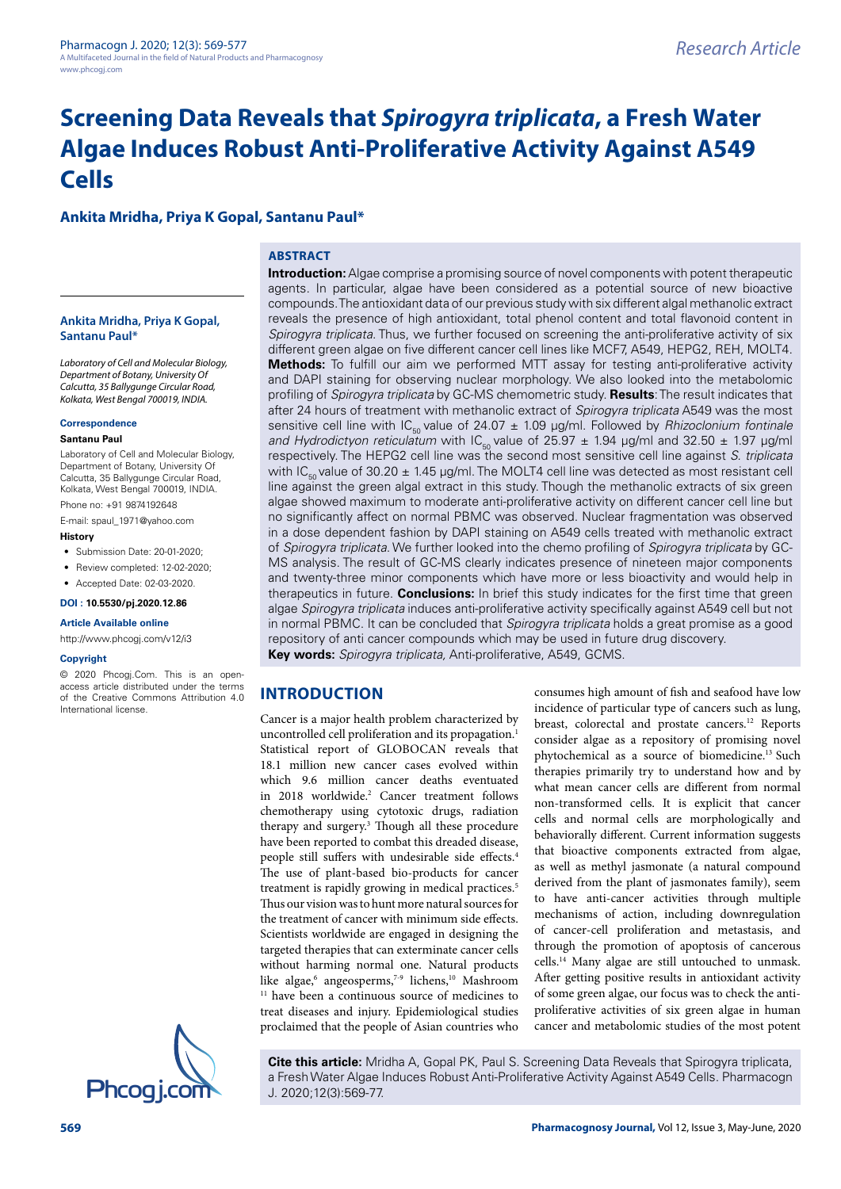Research Article

# Screening Data Reveals that *Spirogyra triplicata*, a Fresh Water Algae Induces Robust Anti-Proliferative Activity Against A549 Cells

**Ankita Mridha, Priya K Gopal, Santanu Paul***

**Ankita Mridha, Priya K Gopal, Santanu Paul***

*Laboratory of Cell and Molecular Biology, Department of Botany, University Of Calcutta, 35 Ballygunge Circular Road, Kolkata, West Bengal 700019, INDIA.*

**Correspondence**

**Santanu Paul**

Laboratory of Cell and Molecular Biology, Department of Botany, University Of Calcutta, 35 Ballygunge Circular Road, Kolkata, West Bengal 700019, INDIA.

Phone no: +91 9874192648

E-mail: spaul_1971@yahoo.com

**History**

- Submission Date: 20-01-2020;
- Review completed: 12-02-2020;
- Accepted Date: 02-03-2020.

**DOI : 10.5530/pj.2020.12.86**

**Article Available online**

http://www.phcogj.com/v12/i3

**Copyright**

© 2020 Phcogj.Com. This is an open-access article distributed under the terms of the Creative Commons Attribution 4.0 International license.

## ABSTRACT

**Introduction:** Algae comprise a promising source of novel components with potent therapeutic agents. In particular, algae have been considered as a potential source of new bioactive compounds. The antioxidant data of our previous study with six different algal methanolic extract reveals the presence of high antioxidant, total phenol content and total flavonoid content in *Spirogyra triplicata*. Thus, we further focused on screening the anti-proliferative activity of six different green algae on five different cancer cell lines like MCF7, A549, HEPG2, REH, MOLT4. **Methods:** To fulfill our aim we performed MTT assay for testing anti-proliferative activity and DAPI staining for observing nuclear morphology. We also looked into the metabolomic profiling of *Spirogyra triplicata* by GC-MS chemometric study. **Results**: The result indicates that after 24 hours of treatment with methanolic extract of *Spirogyra triplicata* A549 was the most sensitive cell line with $IC_{50}$ value of 24.07 ± 1.09 μg/ml. Followed by *Rhizoclonium fontinale and Hydrodictyon reticulatum* with $IC_{50}$ value of 25.97 ± 1.94 μg/ml and 32.50 ± 1.97 μg/ml respectively. The HEPG2 cell line was the second most sensitive cell line against *S. triplicata* with $IC_{50}$ value of 30.20 ± 1.45 μg/ml. The MOLT4 cell line was detected as most resistant cell line against the green algal extract in this study. Though the methanolic extracts of six green algae showed maximum to moderate anti-proliferative activity on different cancer cell line but no significantly affect on normal PBMC was observed. Nuclear fragmentation was observed in a dose dependent fashion by DAPI staining on A549 cells treated with methanolic extract of *Spirogyra triplicata.* We further looked into the chemo profiling of *Spirogyra triplicata* by GC-MS analysis. The result of GC-MS clearly indicates presence of nineteen major components and twenty-three minor components which have more or less bioactivity and would help in therapeutics in future. **Conclusions:** In brief this study indicates for the first time that green algae *Spirogyra triplicata* induces anti-proliferative activity specifically against A549 cell but not in normal PBMC. It can be concluded that *Spirogyra triplicata* holds a great promise as a good repository of anti cancer compounds which may be used in future drug discovery.

**Key words:** *Spirogyra triplicata,* Anti-proliferative, A549, GCMS.

## INTRODUCTION

Cancer is a major health problem characterized by uncontrolled cell proliferation and its propagation.[1] Statistical report of GLOBOCAN reveals that 18.1 million new cancer cases evolved within which 9.6 million cancer deaths eventuated in 2018 worldwide.[2] Cancer treatment follows chemotherapy using cytotoxic drugs, radiation therapy and surgery.[3] Though all these procedure have been reported to combat this dreaded disease, people still suffers with undesirable side effects.[4] The use of plant-based bio-products for cancer treatment is rapidly growing in medical practices.[5] Thus our vision was to hunt more natural sources for the treatment of cancer with minimum side effects. Scientists worldwide are engaged in designing the targeted therapies that can exterminate cancer cells without harming normal one. Natural products like algae,[6] angeosperms,[7-9] lichens,[10] Mashroom [11] have been a continuous source of medicines to treat diseases and injury. Epidemiological studies proclaimed that the people of Asian countries who consumes high amount of fish and seafood have low incidence of particular type of cancers such as lung, breast, colorectal and prostate cancers.[12] Reports consider algae as a repository of promising novel phytochemical as a source of biomedicine.[13] Such therapies primarily try to understand how and by what mean cancer cells are different from normal non-transformed cells. It is explicit that cancer cells and normal cells are morphologically and behaviorally different. Current information suggests that bioactive components extracted from algae, as well as methyl jasmonate (a natural compound derived from the plant of jasmonates family), seem to have anti-cancer activities through multiple mechanisms of action, including downregulation of cancer-cell proliferation and metastasis, and through the promotion of apoptosis of cancerous cells.[14] Many algae are still untouched to unmask. After getting positive results in antioxidant activity of some green algae, our focus was to check the anti-proliferative activities of six green algae in human cancer and metabolomic studies of the most potent

**Cite this article:** Mridha A, Gopal PK, Paul S. Screening Data Reveals that Spirogyra triplicata, a Fresh Water Algae Induces Robust Anti-Proliferative Activity Against A549 Cells. Pharmacogn J. 2020;12(3):569-77.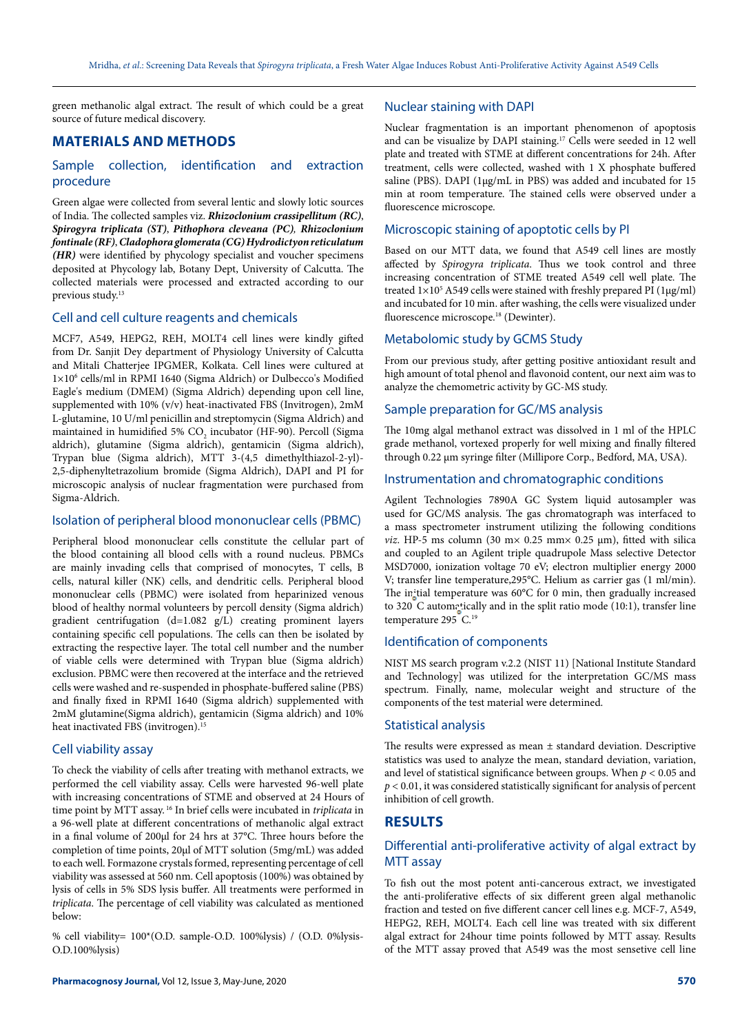green methanolic algal extract. The result of which could be a great source of future medical discovery.

## MATERIALS AND METHODS

### Sample collection, identification and extraction procedure

Green algae were collected from several lentic and slowly lotic sources of India. The collected samples viz. ***Rhizoclonium crassipellitum (RC)***, ***Spirogyra triplicata (ST)***, ***Pithophora cleveana (PC)***, ***Rhizoclonium fontinale (RF)***, ***Cladophora glomerata (CG) Hydrodictyon reticulatum (HR)*** were identified by phycology specialist and voucher specimens deposited at Phycology lab, Botany Dept, University of Calcutta. The collected materials were processed and extracted according to our previous study.[13]

### Cell and cell culture reagents and chemicals

MCF7, A549, HEPG2, REH, MOLT4 cell lines were kindly gifted from Dr. Sanjit Dey department of Physiology University of Calcutta and Mitali Chatterjee IPGMER, Kolkata. Cell lines were cultured at $1\times10^6$ cells/ml in RPMI 1640 (Sigma Aldrich) or Dulbecco's Modified Eagle's medium (DMEM) (Sigma Aldrich) depending upon cell line, supplemented with 10% (v/v) heat-inactivated FBS (Invitrogen), 2mM L-glutamine, 10 U/ml penicillin and streptomycin (Sigma Aldrich) and maintained in humidified 5% $CO_2$ incubator (HF-90). Percoll (Sigma aldrich), glutamine (Sigma aldrich), gentamicin (Sigma aldrich), Trypan blue (Sigma aldrich), MTT 3-(4,5 dimethylthiazol-2-yl)-2,5-diphenyltetrazolium bromide (Sigma Aldrich), DAPI and PI for microscopic analysis of nuclear fragmentation were purchased from Sigma-Aldrich.

### Isolation of peripheral blood mononuclear cells (PBMC)

Peripheral blood mononuclear cells constitute the cellular part of the blood containing all blood cells with a round nucleus. PBMCs are mainly invading cells that comprised of monocytes, T cells, B cells, natural killer (NK) cells, and dendritic cells. Peripheral blood mononuclear cells (PBMC) were isolated from heparinized venous blood of healthy normal volunteers by percoll density (Sigma aldrich) gradient centrifugation (d=1.082 g/L) creating prominent layers containing specific cell populations. The cells can then be isolated by extracting the respective layer. The total cell number and the number of viable cells were determined with Trypan blue (Sigma aldrich) exclusion. PBMC were then recovered at the interface and the retrieved cells were washed and re-suspended in phosphate-buffered saline (PBS) and finally fixed in RPMI 1640 (Sigma aldrich) supplemented with 2mM glutamine(Sigma aldrich), gentamicin (Sigma aldrich) and 10% heat inactivated FBS (invitrogen).[15]

### Cell viability assay

To check the viability of cells after treating with methanol extracts, we performed the cell viability assay. Cells were harvested 96-well plate with increasing concentrations of STME and observed at 24 Hours of time point by MTT assay.[16] In brief cells were incubated in *triplicata* in a 96-well plate at different concentrations of methanolic algal extract in a final volume of 200µl for 24 hrs at 37°C. Three hours before the completion of time points, 20µl of MTT solution (5mg/mL) was added to each well. Formazone crystals formed, representing percentage of cell viability was assessed at 560 nm. Cell apoptosis (100%) was obtained by lysis of cells in 5% SDS lysis buffer. All treatments were performed in *triplicata*. The percentage of cell viability was calculated as mentioned below:

% cell viability= 100*(O.D. sample-O.D. 100%lysis) / (O.D. 0%lysis-O.D.100%lysis)

### Nuclear staining with DAPI

Nuclear fragmentation is an important phenomenon of apoptosis and can be visualize by DAPI staining.[17] Cells were seeded in 12 well plate and treated with STME at different concentrations for 24h. After treatment, cells were collected, washed with 1 X phosphate buffered saline (PBS). DAPI (1µg/mL in PBS) was added and incubated for 15 min at room temperature. The stained cells were observed under a fluorescence microscope.

### Microscopic staining of apoptotic cells by PI

Based on our MTT data, we found that A549 cell lines are mostly affected by *Spirogyra triplicata*. Thus we took control and three increasing concentration of STME treated A549 cell well plate. The treated $1\times10^5$ A549 cells were stained with freshly prepared PI (1µg/ml) and incubated for 10 min. after washing, the cells were visualized under fluorescence microscope.[18] (Dewinter).

### Metabolomic study by GCMS Study

From our previous study, after getting positive antioxidant result and high amount of total phenol and flavonoid content, our next aim was to analyze the chemometric activity by GC-MS study.

### Sample preparation for GC/MS analysis

The 10mg algal methanol extract was dissolved in 1 ml of the HPLC grade methanol, vortexed properly for well mixing and finally filtered through 0.22 µm syringe filter (Millipore Corp., Bedford, MA, USA).

### Instrumentation and chromatographic conditions

Agilent Technologies 7890A GC System liquid autosampler was used for GC/MS analysis. The gas chromatograph was interfaced to a mass spectrometer instrument utilizing the following conditions *viz*. HP-5 ms column (30 m× 0.25 mm× 0.25 µm), fitted with silica and coupled to an Agilent triple quadrupole Mass selective Detector MSD7000, ionization voltage 70 eV; electron multiplier energy 2000 V; transfer line temperature,295°C. Helium as carrier gas (1 ml/min). The initial temperature was 60°C for 0 min, then gradually increased to 320°C automatically and in the split ratio mode (10:1), transfer line temperature 295°C.[19]

### Identification of components

NIST MS search program v.2.2 (NIST 11) [National Institute Standard and Technology] was utilized for the interpretation GC/MS mass spectrum. Finally, name, molecular weight and structure of the components of the test material were determined.

### Statistical analysis

The results were expressed as mean ± standard deviation. Descriptive statistics was used to analyze the mean, standard deviation, variation, and level of statistical significance between groups. When $p < 0.05$ and $p < 0.01$, it was considered statistically significant for analysis of percent inhibition of cell growth.

## RESULTS

### Differential anti-proliferative activity of algal extract by MTT assay

To fish out the most potent anti-cancerous extract, we investigated the anti-proliferative effects of six different green algal methanolic fraction and tested on five different cancer cell lines e.g. MCF-7, A549, HEPG2, REH, MOLT4. Each cell line was treated with six different algal extract for 24hour time points followed by MTT assay. Results of the MTT assay proved that A549 was the most sensetive cell line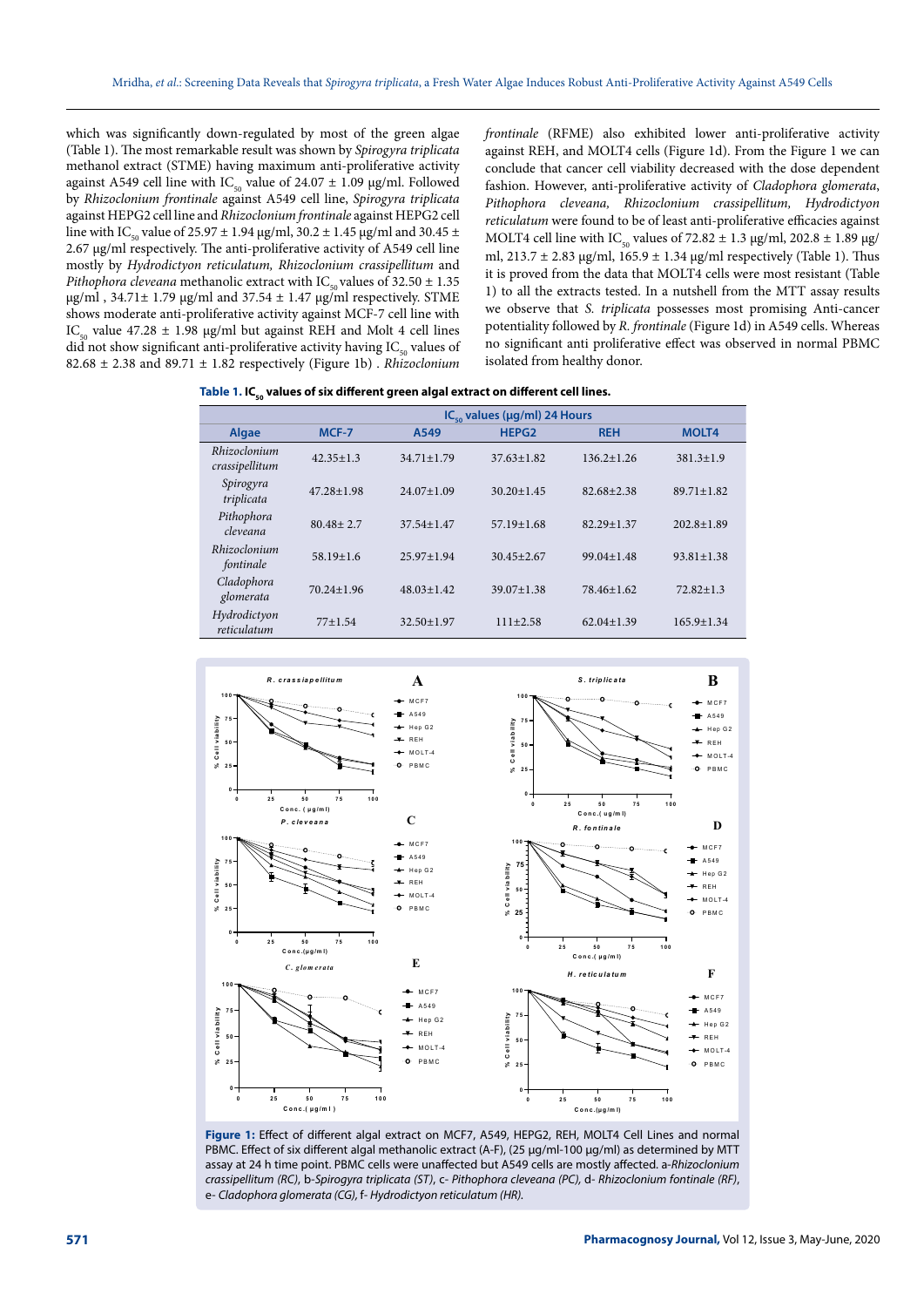which was significantly down-regulated by most of the green algae (Table 1). The most remarkable result was shown by *Spirogyra triplicata* methanol extract (STME) having maximum anti-proliferative activity against A549 cell line with $IC_{50}$ value of 24.07 ± 1.09 µg/ml. Followed by *Rhizoclonium frontinale* against A549 cell line, *Spirogyra triplicata* against HEPG2 cell line and *Rhizoclonium frontinale* against HEPG2 cell line with $IC_{50}$ value of 25.97 ± 1.94 µg/ml, 30.2 ± 1.45 µg/ml and 30.45 ± 2.67 µg/ml respectively. The anti-proliferative activity of A549 cell line mostly by *Hydrodictyon reticulatum, Rhizoclonium crassipellitum* and *Pithophora cleveana* methanolic extract with $IC_{50}$ values of 32.50 ± 1.35 µg/ml , 34.71± 1.79 µg/ml and 37.54 ± 1.47 µg/ml respectively. STME shows moderate anti-proliferative activity against MCF-7 cell line with $IC_{50}$ value 47.28 ± 1.98 µg/ml but against REH and Molt 4 cell lines did not show significant anti-proliferative activity having $IC_{50}$ values of 82.68 ± 2.38 and 89.71 ± 1.82 respectively (Figure 1b) . *Rhizoclonium frontinale* (RFME) also exhibited lower anti-proliferative activity against REH, and MOLT4 cells (Figure 1d). From the Figure 1 we can conclude that cancer cell viability decreased with the dose dependent fashion. However, anti-proliferative activity of *Cladophora glomerata*, *Pithophora cleveana, Rhizoclonium crassipellitum, Hydrodictyon reticulatum* were found to be of least anti-proliferative efficacies against MOLT4 cell line with $IC_{50}$ values of 72.82 ± 1.3 µg/ml, 202.8 ± 1.89 µg/ml, 213.7 ± 2.83 µg/ml, 165.9 ± 1.34 µg/ml respectively (Table 1). Thus it is proved from the data that MOLT4 cells were most resistant (Table 1) to all the extracts tested. In a nutshell from the MTT assay results we observe that *S. triplicata* possesses most promising Anti-cancer potentiality followed by *R. frontinale* (Figure 1d) in A549 cells. Whereas no significant anti proliferative effect was observed in normal PBMC isolated from healthy donor.

**Table 1. $IC_{50}$ values of six different green algal extract on different cell lines.**

| | $IC_{50}$ values (µg/ml) 24 Hours | | | | |
|---|---|---|---|---|---|
| **Algae** | **MCF-7** | **A549** | **HEPG2** | **REH** | **MOLT4** |
| *Rhizoclonium crassipellitum* | 42.35±1.3 | 34.71±1.79 | 37.63±1.82 | 136.2±1.26 | 381.3±1.9 |
| *Spirogyra triplicata* | 47.28±1.98 | 24.07±1.09 | 30.20±1.45 | 82.68±2.38 | 89.71±1.82 |
| *Pithophora cleveana* | 80.48± 2.7 | 37.54±1.47 | 57.19±1.68 | 82.29±1.37 | 202.8±1.89 |
| *Rhizoclonium fontinale* | 58.19±1.6 | 25.97±1.94 | 30.45±2.67 | 99.04±1.48 | 93.81±1.38 |
| *Cladophora glomerata* | 70.24±1.96 | 48.03±1.42 | 39.07±1.38 | 78.46±1.62 | 72.82±1.3 |
| *Hydrodictyon reticulatum* | 77±1.54 | 32.50±1.97 | 111±2.58 | 62.04±1.39 | 165.9±1.34 |

**Figure 1:** Effect of different algal extract on MCF7, A549, HEPG2, REH, MOLT4 Cell Lines and normal PBMC. Effect of six different algal methanolic extract (A-F), (25 µg/ml-100 µg/ml) as determined by MTT assay at 24 h time point. PBMC cells were unaffected but A549 cells are mostly affected. a-*Rhizoclonium crassipellitum (RC)*, b-*Spirogyra triplicata (ST)*, c- *Pithophora cleveana (PC)*, d- *Rhizoclonium fontinale (RF)*, e- *Cladophora glomerata (CG)*, f- *Hydrodictyon reticulatum (HR).*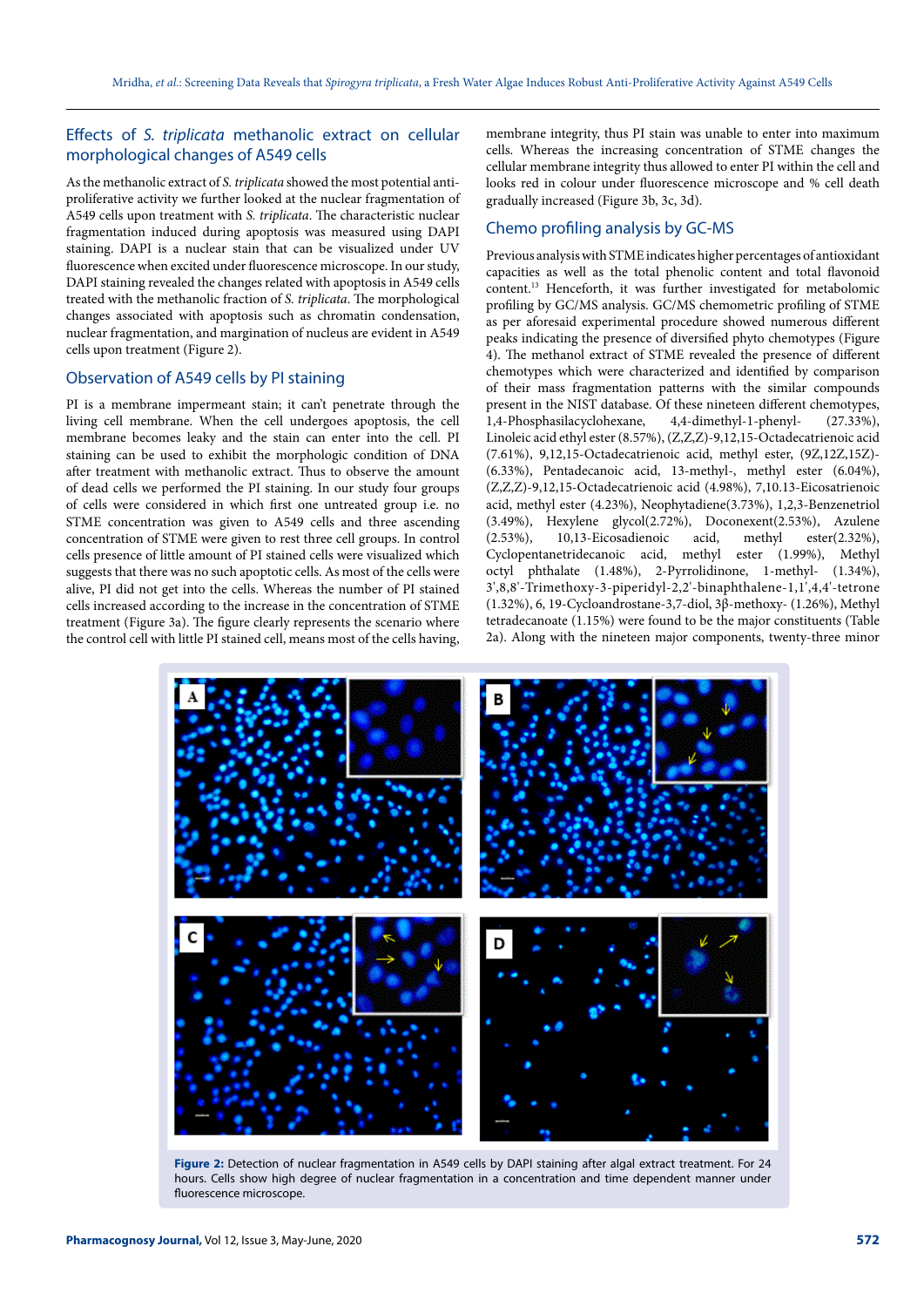## Effects of *S. triplicata* methanolic extract on cellular morphological changes of A549 cells

As the methanolic extract of *S. triplicata* showed the most potential anti-proliferative activity we further looked at the nuclear fragmentation of A549 cells upon treatment with *S. triplicata*. The characteristic nuclear fragmentation induced during apoptosis was measured using DAPI staining. DAPI is a nuclear stain that can be visualized under UV fluorescence when excited under fluorescence microscope. In our study, DAPI staining revealed the changes related with apoptosis in A549 cells treated with the methanolic fraction of *S. triplicata*. The morphological changes associated with apoptosis such as chromatin condensation, nuclear fragmentation, and margination of nucleus are evident in A549 cells upon treatment (Figure 2).

## Observation of A549 cells by PI staining

PI is a membrane impermeant stain; it can't penetrate through the living cell membrane. When the cell undergoes apoptosis, the cell membrane becomes leaky and the stain can enter into the cell. PI staining can be used to exhibit the morphologic condition of DNA after treatment with methanolic extract. Thus to observe the amount of dead cells we performed the PI staining. In our study four groups of cells were considered in which first one untreated group i.e. no STME concentration was given to A549 cells and three ascending concentration of STME were given to rest three cell groups. In control cells presence of little amount of PI stained cells were visualized which suggests that there was no such apoptotic cells. As most of the cells were alive, PI did not get into the cells. Whereas the number of PI stained cells increased according to the increase in the concentration of STME treatment (Figure 3a). The figure clearly represents the scenario where the control cell with little PI stained cell, means most of the cells having, membrane integrity, thus PI stain was unable to enter into maximum cells. Whereas the increasing concentration of STME changes the cellular membrane integrity thus allowed to enter PI within the cell and looks red in colour under fluorescence microscope and % cell death gradually increased (Figure 3b, 3c, 3d).

## Chemo profiling analysis by GC-MS

Previous analysis with STME indicates higher percentages of antioxidant capacities as well as the total phenolic content and total flavonoid content.[13] Henceforth, it was further investigated for metabolomic profiling by GC/MS analysis. GC/MS chemometric profiling of STME as per aforesaid experimental procedure showed numerous different peaks indicating the presence of diversified phyto chemotypes (Figure 4). The methanol extract of STME revealed the presence of different chemotypes which were characterized and identified by comparison of their mass fragmentation patterns with the similar compounds present in the NIST database. Of these nineteen different chemotypes, 1,4-Phosphasilacyclohexane, 4,4-dimethyl-1-phenyl- (27.33%), Linoleic acid ethyl ester (8.57%), (Z,Z,Z)-9,12,15-Octadecatrienoic acid (7.61%), 9,12,15-Octadecatrienoic acid, methyl ester, (9Z,12Z,15Z)- (6.33%), Pentadecanoic acid, 13-methyl-, methyl ester (6.04%), (Z,Z,Z)-9,12,15-Octadecatrienoic acid (4.98%), 7,10.13-Eicosatrienoic acid, methyl ester (4.23%), Neophytadiene(3.73%), 1,2,3-Benzenetriol (3.49%), Hexylene glycol(2.72%), Doconexent(2.53%), Azulene (2.53%), 10,13-Eicosadienoic acid, methyl ester(2.32%), Cyclopentanetridecanoic acid, methyl ester (1.99%), Methyl octyl phthalate (1.48%), 2-Pyrrolidinone, 1-methyl- (1.34%), 3',8,8'-Trimethoxy-3-piperidyl-2,2'-binaphthalene-1,1',4,4'-tetrone (1.32%), 6, 19-Cycloandrostane-3,7-diol, 3β-methoxy- (1.26%), Methyl tetradecanoate (1.15%) were found to be the major constituents (Table 2a). Along with the nineteen major components, twenty-three minor

**Figure 2:** Detection of nuclear fragmentation in A549 cells by DAPI staining after algal extract treatment. For 24 hours. Cells show high degree of nuclear fragmentation in a concentration and time dependent manner under fluorescence microscope.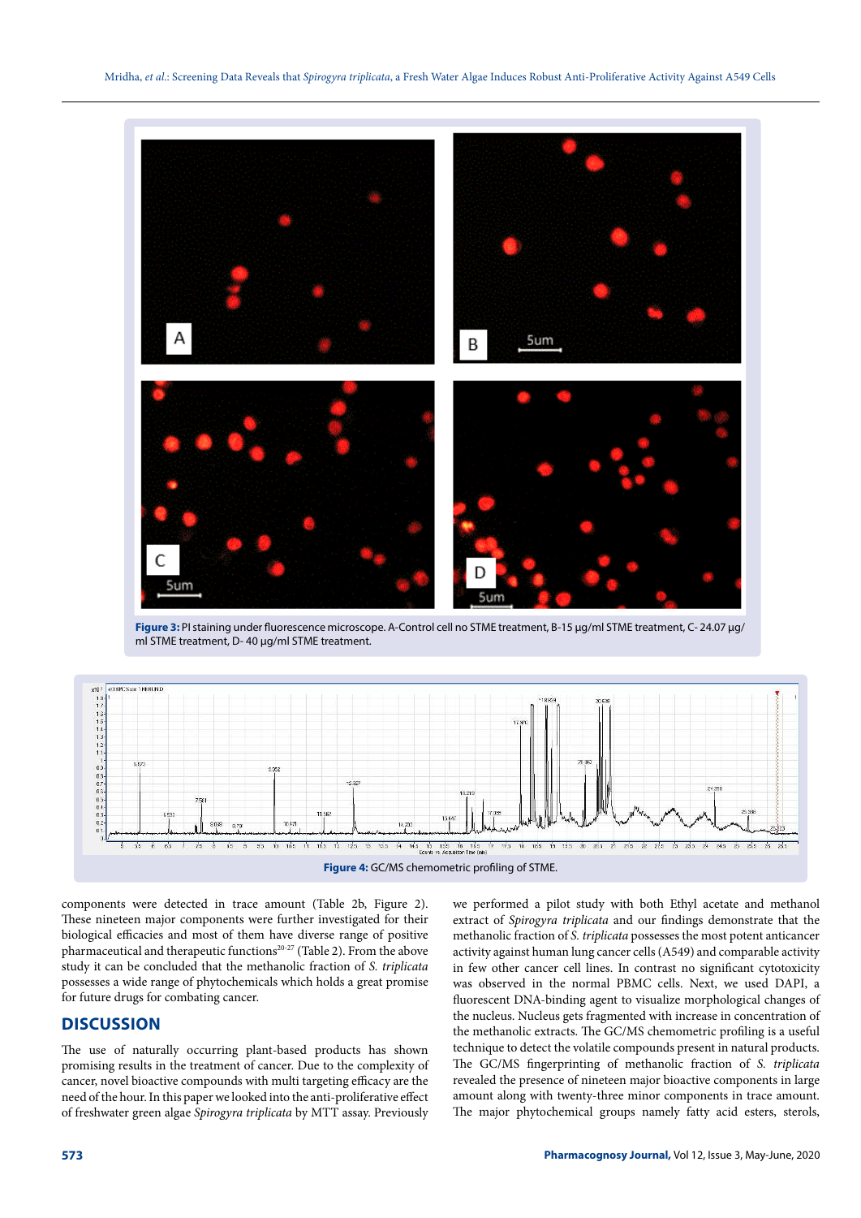**Figure 3:** PI staining under fluorescence microscope. A-Control cell no STME treatment, B-15 µg/ml STME treatment, C- 24.07 µg/ml STME treatment, D- 40 µg/ml STME treatment.

**Figure 4:** GC/MS chemometric profiling of STME.

components were detected in trace amount (Table 2b, Figure 2). These nineteen major components were further investigated for their biological efficacies and most of them have diverse range of positive pharmaceutical and therapeutic functions[20-27] (Table 2). From the above study it can be concluded that the methanolic fraction of *S. triplicata* possesses a wide range of phytochemicals which holds a great promise for future drugs for combating cancer.

## DISCUSSION

The use of naturally occurring plant-based products has shown promising results in the treatment of cancer. Due to the complexity of cancer, novel bioactive compounds with multi targeting efficacy are the need of the hour. In this paper we looked into the anti-proliferative effect of freshwater green algae *Spirogyra triplicata* by MTT assay. Previously we performed a pilot study with both Ethyl acetate and methanol extract of *Spirogyra triplicata* and our findings demonstrate that the methanolic fraction of *S. triplicata* possesses the most potent anticancer activity against human lung cancer cells (A549) and comparable activity in few other cancer cell lines. In contrast no significant cytotoxicity was observed in the normal PBMC cells. Next, we used DAPI, a fluorescent DNA-binding agent to visualize morphological changes of the nucleus. Nucleus gets fragmented with increase in concentration of the methanolic extracts. The GC/MS chemometric profiling is a useful technique to detect the volatile compounds present in natural products. The GC/MS fingerprinting of methanolic fraction of *S. triplicata* revealed the presence of nineteen major bioactive components in large amount along with twenty-three minor components in trace amount. The major phytochemical groups namely fatty acid esters, sterols,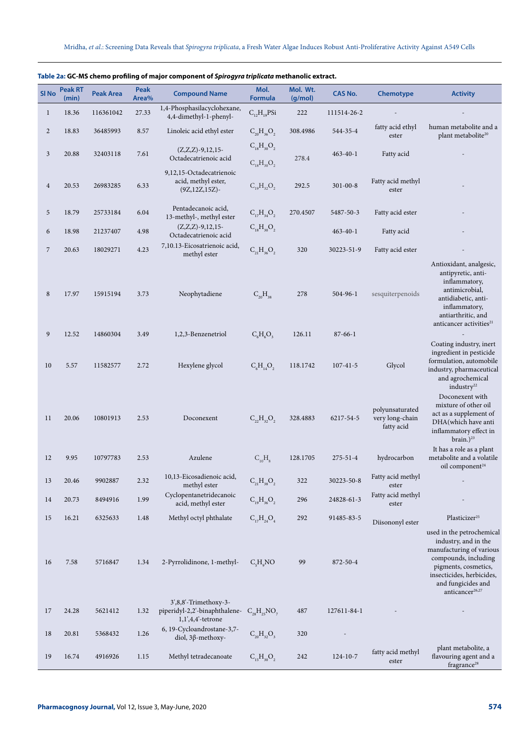**Table 2a: GC-MS chemo profiling of major component of *Spirogyra triplicata* methanolic extract.**

| Sl No | Peak RT (min) | Peak Area | Peak Area% | Compound Name | Mol. Formula | Mol. Wt. (g/mol) | CAS No. | Chemotype | Activity |
|---|---|---|---|---|---|---|---|---|---|
| 1 | 18.36 | 116361042 | 27.33 | 1,4-Phosphasilacyclohexane, 4,4-dimethyl-1-phenyl- | $C_{12}H_{19}PSi$ | 222 | 111514-26-2 | - | - |
| 2 | 18.83 | 36485993 | 8.57 | Linoleic acid ethyl ester | $C_{20}H_{36}O_2$ | 308.4986 | 544-35-4 | fatty acid ethyl ester | human metabolite and a plant metabolite[20] |
| 3 | 20.88 | 32403118 | 7.61 | (Z,Z,Z)-9,12,15-Octadecatrienoic acid | $C_{18}H_{30}O_2$ $C_{18}H_{30}O_2$ | 278.4 | 463-40-1 | Fatty acid | - |
| 4 | 20.53 | 26983285 | 6.33 | 9,12,15-Octadecatrienoic acid, methyl ester, (9Z,12Z,15Z)- | $C_{19}H_{32}O_2$ | 292.5 | 301-00-8 | Fatty acid methyl ester | - |
| 5 | 18.79 | 25733184 | 6.04 | Pentadecanoic acid, 13-methyl-, methyl ester | $C_{17}H_{34}O_2$ | 270.4507 | 5487-50-3 | Fatty acid ester | - |
| 6 | 18.98 | 21237407 | 4.98 | (Z,Z,Z)-9,12,15-Octadecatrienoic acid | $C_{18}H_{30}O_2$ | | 463-40-1 | Fatty acid | - |
| 7 | 20.63 | 18029271 | 4.23 | 7,10.13-Eicosatrienoic acid, methyl ester | $C_{21}H_{36}O_2$ | 320 | 30223-51-9 | Fatty acid ester | - |
| 8 | 17.97 | 15915194 | 3.73 | Neophytadiene | $C_{20}H_{38}$ | 278 | 504-96-1 | sesquiterpenoids | Antioxidant, analgesic, antipyretic, anti-inflammatory, antimicrobial, antidiabetic, anti-inflammatory, antiarthritic, and anticancer activities[21] |
| 9 | 12.52 | 14860304 | 3.49 | 1,2,3-Benzenetriol | $C_6H_6O_3$ | 126.11 | 87-66-1 | | - |
| 10 | 5.57 | 11582577 | 2.72 | Hexylene glycol | $C_6H_{14}O_2$ | 118.1742 | 107-41-5 | Glycol | Coating industry, inert ingredient in pesticide formulation, automobile industry, pharmaceutical and agrochemical industry[22] |
| 11 | 20.06 | 10801913 | 2.53 | Doconexent | $C_{22}H_{32}O_2$ | 328.4883 | 6217-54-5 | polyunsaturated very long-chain fatty acid | Doconexent with mixture of other oil act as a supplement of DHA(which have anti inflammatory effect in brain.)[23] |
| 12 | 9.95 | 10797783 | 2.53 | Azulene | $C_{10}H_8$ | 128.1705 | 275-51-4 | hydrocarbon | It has a role as a plant metabolite and a volatile oil component[24] |
| 13 | 20.46 | 9902887 | 2.32 | 10,13-Eicosadienoic acid, methyl ester | $C_{21}H_{38}O_2$ | 322 | 30223-50-8 | Fatty acid methyl ester | - |
| 14 | 20.73 | 8494916 | 1.99 | Cyclopentanetridecanoic acid, methyl ester | $C_{19}H_{36}O_2$ | 296 | 24828-61-3 | Fatty acid methyl ester | - |
| 15 | 16.21 | 6325633 | 1.48 | Methyl octyl phthalate | $C_{17}H_{24}O_4$ | 292 | 91485-83-5 | Diisononyl ester | Plasticizer[25] |
| 16 | 7.58 | 5716847 | 1.34 | 2-Pyrrolidinone, 1-methyl- | $C_5H_9NO$ | 99 | 872-50-4 | | used in the petrochemical industry, and in the manufacturing of various compounds, including pigments, cosmetics, insecticides, herbicides, and fungicides and anticancer[26,27] |
| 17 | 24.28 | 5621412 | 1.32 | 3',8,8'-Trimethoxy-3-piperidyl-2,2'-binaphthalene-1,1',4,4'-tetrone | $C_{28}H_{25}NO_7$ | 487 | 127611-84-1 | - | - |
| 18 | 20.81 | 5368432 | 1.26 | 6, 19-Cycloandrostane-3,7-diol, 3β-methoxy- | $C_{20}H_{32}O_3$ | 320 | - | | |
| 19 | 16.74 | 4916926 | 1.15 | Methyl tetradecanoate | $C_{15}H_{30}O_2$ | 242 | 124-10-7 | fatty acid methyl ester | plant metabolite, a flavouring agent and a fragrance[28] |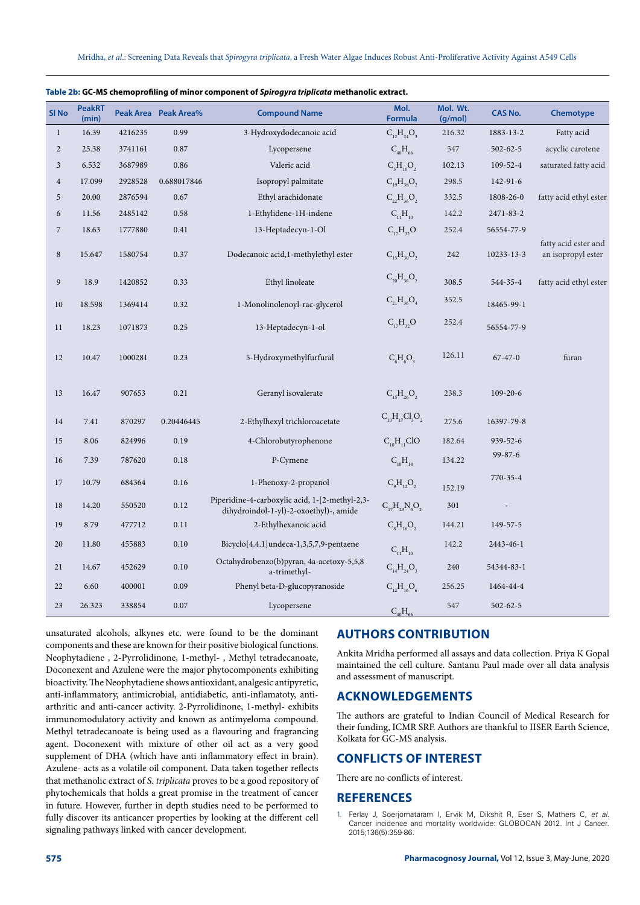**Table 2b: GC-MS chemoprofiling of minor component of *Spirogyra triplicata* methanolic extract.**

| Sl No | PeakRT (min) | Peak Area | Peak Area% | Compound Name | Mol. Formula | Mol. Wt. (g/mol) | CAS No. | Chemotype |
|---|---|---|---|---|---|---|---|---|
| 1 | 16.39 | 4216235 | 0.99 | 3-Hydroxydodecanoic acid | $C_{12}H_{24}O_3$ | 216.32 | 1883-13-2 | Fatty acid |
| 2 | 25.38 | 3741161 | 0.87 | Lycopersene | $C_{40}H_{66}$ | 547 | 502-62-5 | acyclic carotene |
| 3 | 6.532 | 3687989 | 0.86 | Valeric acid | $C_5H_{10}O_2$ | 102.13 | 109-52-4 | saturated fatty acid |
| 4 | 17.099 | 2928528 | 0.688017846 | Isopropyl palmitate | $C_{19}H_{38}O_2$ | 298.5 | 142-91-6 | |
| 5 | 20.00 | 2876594 | 0.67 | Ethyl arachidonate | $C_{22}H_{36}O_2$ | 332.5 | 1808-26-0 | fatty acid ethyl ester |
| 6 | 11.56 | 2485142 | 0.58 | 1-Ethylidene-1H-indene | $C_{11}H_{10}$ | 142.2 | 2471-83-2 | |
| 7 | 18.63 | 1777880 | 0.41 | 13-Heptadecyn-1-Ol | $C_{17}H_{32}O$ | 252.4 | 56554-77-9 | |
| 8 | 15.647 | 1580754 | 0.37 | Dodecanoic acid,1-methylethyl ester | $C_{15}H_{30}O_2$ | 242 | 10233-13-3 | fatty acid ester and an isopropyl ester |
| 9 | 18.9 | 1420852 | 0.33 | Ethyl linoleate | $C_{20}H_{36}O_2$ | 308.5 | 544-35-4 | fatty acid ethyl ester |
| 10 | 18.598 | 1369414 | 0.32 | 1-Monolinolenoyl-rac-glycerol | $C_{21}H_{36}O_4$ | 352.5 | 18465-99-1 | |
| 11 | 18.23 | 1071873 | 0.25 | 13-Heptadecyn-1-ol | $C_{17}H_{32}O$ | 252.4 | 56554-77-9 | |
| 12 | 10.47 | 1000281 | 0.23 | 5-Hydroxymethylfurfural | $C_6H_6O_3$ | 126.11 | 67-47-0 | furan |
| 13 | 16.47 | 907653 | 0.21 | Geranyl isovalerate | $C_{15}H_{26}O_2$ | 238.3 | 109-20-6 | |
| 14 | 7.41 | 870297 | 0.20446445 | 2-Ethylhexyl trichloroacetate | $C_{10}H_{17}Cl_3O_2$ | 275.6 | 16397-79-8 | |
| 15 | 8.06 | 824996 | 0.19 | 4-Chlorobutyrophenone | $C_{10}H_{11}ClO$ | 182.64 | 939-52-6 | |
| 16 | 7.39 | 787620 | 0.18 | P-Cymene | $C_{10}H_{14}$ | 134.22 | 99-87-6 | |
| 17 | 10.79 | 684364 | 0.16 | 1-Phenoxy-2-propanol | $C_9H_{12}O_2$ | 152.19 | 770-35-4 | |
| 18 | 14.20 | 550520 | 0.12 | Piperidine-4-carboxylic acid, 1-[2-methyl-2,3-dihydroindol-1-yl)-2-oxoethyl)-, amide | $C_{17}H_{23}N_3O_2$ | 301 | - | |
| 19 | 8.79 | 477712 | 0.11 | 2-Ethylhexanoic acid | $C_8H_{16}O_2$ | 144.21 | 149-57-5 | |
| 20 | 11.80 | 455883 | 0.10 | Bicyclo[4.4.1]undeca-1,3,5,7,9-pentaene | $C_{11}H_{10}$ | 142.2 | 2443-46-1 | |
| 21 | 14.67 | 452629 | 0.10 | Octahydrobenzo(b)pyran, 4a-acetoxy-5,5,8 a-trimethyl- | $C_{14}H_{24}O_3$ | 240 | 54344-83-1 | |
| 22 | 6.60 | 400001 | 0.09 | Phenyl beta-D-glucopyranoside | $C_{12}H_{16}O_6$ | 256.25 | 1464-44-4 | |
| 23 | 26.323 | 338854 | 0.07 | Lycopersene | $C_{40}H_{66}$ | 547 | 502-62-5 | |

unsaturated alcohols, alkynes etc. were found to be the dominant components and these are known for their positive biological functions. Neophytadiene , 2-Pyrrolidinone, 1-methyl- , Methyl tetradecanoate, Doconexent and Azulene were the major phytocomponents exhibiting bioactivity. The Neophytadiene shows antioxidant, analgesic antipyretic, anti-inflammatory, antimicrobial, antidiabetic, anti-inflamatoty, anti-arthritic and anti-cancer activity. 2-Pyrrolidinone, 1-methyl- exhibits immunomodulatory activity and known as antimyeloma compound. Methyl tetradecanoate is being used as a flavouring and fragrancing agent. Doconexent with mixture of other oil act as a very good supplement of DHA (which have anti inflammatory effect in brain). Azulene- acts as a volatile oil component. Data taken together reflects that methanolic extract of *S. triplicata* proves to be a good repository of phytochemicals that holds a great promise in the treatment of cancer in future. However, further in depth studies need to be performed to fully discover its anticancer properties by looking at the different cell signaling pathways linked with cancer development.

## AUTHORS CONTRIBUTION

Ankita Mridha performed all assays and data collection. Priya K Gopal maintained the cell culture. Santanu Paul made over all data analysis and assessment of manuscript.

## ACKNOWLEDGEMENTS

The authors are grateful to Indian Council of Medical Research for their funding, ICMR SRF. Authors are thankful to IISER Earth Science, Kolkata for GC-MS analysis.

## CONFLICTS OF INTEREST

There are no conflicts of interest.

## REFERENCES

1. Ferlay J, Soerjomataram I, Ervik M, Dikshit R, Eser S, Mathers C, *et al.* Cancer incidence and mortality worldwide: GLOBOCAN 2012. Int J Cancer. 2015;136(5):359-86.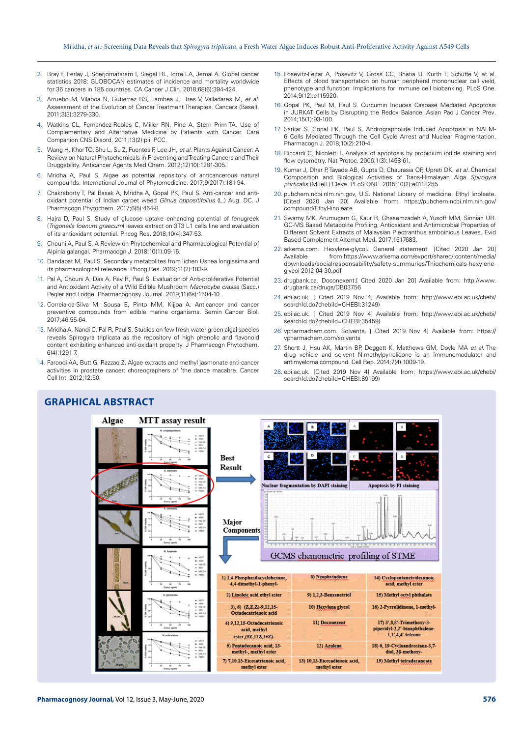2. Bray F, Ferlay J, Soerjomataram I, Siegel RL, Torre LA, Jemal A. Global cancer statistics 2018: GLOBOCAN estimates of incidence and mortality worldwide for 36 cancers in 185 countries. CA Cancer J Clin. 2018;68(6):394-424.
3. Arruebo M, Vilaboa N, Gutierrez BS, Lambea J, Tres V, Valladares M, *et al.* Assessment of the Evolution of Cancer Treatment Therapies. Cancers (Basel). 2011;3(3):3279-330.
4. Watkins CL, Fernandez-Robles C, Miller RN, Pine A, Stern Prim TA. Use of Complementary and Alternative Medicine by Patients with Cancer. Care Companion CNS Disord. 2011;13(2):pii: PCC.
5. Wang H, Khor TO, Shu L, Su Z, Fuentes F, Lee JH, *et al.* Plants Against Cancer: A Review on Natural Phytochemicals in Preventing and Treating Cancers and Their Druggability. Anticancer Agents Med Chem. 2012;12(10):1281-305.
6. Mridha A, Paul S. Algae as potential repository of anticancerous natural compounds. International Journal of Phytomedicine. 2017;9(2017):181-94.
7. Chakraborty T, Pal Basak A, Mridha A, Gopal PK, Paul S. Anti-cancer and anti-oxidant potential of Indian carpet weed *Glinus oppositifolius* (L.) Aug. DC. J Pharmacogn Phytochem. 2017;6(5):464-8.
8. Hajra D, Paul S. Study of glucose uptake enhancing potential of fenugreek (*Trigonella foenum graecum*) leaves extract on 3T3 L1 cells line and evaluation of its antioxidant potential. Phcog Res. 2018;10(4):347-53.
9. Chouni A, Paul S. A Review on Phytochemical and Pharmacological Potential of Alpinia galangal. Pharmacogn J. 2018;10(1):09-15.
10. Dandapat M, Paul S. Secondary metabolites from lichen Usnea longissima and its pharmacological relevance. Phcog Res. 2019;11(2):103-9.
11. Pal A, Chouni A, Das A, Ray R, Paul S. Evaluation of Anti-proliferative Potential and Antioxidant Activity of a Wild Edible Mushroom *Macrocybe crassa* (Sacc.) Pegler and Lodge. Pharmacognosy Journal. 2019;11(6s):1504-10.
12. Correia-da-Silva M, Sousa E, Pinto MM, Kijjoa A. Anticancer and cancer preventive compounds from edible marine organisms. Semin Cancer Biol. 2017;46:55-64.
13. Mridha A, Nandi C, Pal R, Paul S. Studies on few fresh water green algal species reveals Spirogyra triplicata as the repository of high phenolic and flavonoid content exhibiting enhanced anti-oxidant property. J Pharmacog Phytochem. 6(4):1291-7.
14. Farooqi AA, Butt G, Razzaq Z. Algae extracts and methyl jasmonate anti-cancer activities in prostate cancer: choreographers of 'the dance macabre. Cancer Cell Int. 2012;12:50.
15. Posevitz-Fejfar A, Posevitz V, Gross CC, Bhatia U, Kurth F, Schütte V, et al. Effects of blood transportation on human peripheral mononuclear cell yield, phenotype and function: Implications for immune cell biobanking. PLoS One. 2014;9(12):e115920.
16. Gopal PK, Paul M, Paul S. Curcumin Induces Caspase Mediated Apoptosis in JURKAT Cells by Disrupting the Redox Balance. Asian Pac J Cancer Prev. 2014;15(1):93-100.
17. Sarkar S, Gopal PK, Paul S. Andrographolide Induced Apoptosis in NALM-6 Cells Mediated Through the Cell Cycle Arrest and Nuclear Fragmentation. Pharmacogn J. 2018;10(2):210-4.
18. Riccardi C, Nicoletti I. Analysis of apoptosis by propidium iodide staining and flow cytometry. Nat Protoc. 2006;1(3):1458-61.
19. Kumar J, Dhar P, Tayade AB, Gupta D, Chaurasia OP, Upreti DK, *et al.* Chemical Composition and Biological Activities of Trans-Himalayan Alga *Spirogyra porticalis* (Muell.) Cleve. PLoS ONE. 2015;10(2):e0118255.
20. pubchem.ncbi.nlm.nih.gov, U.S. National Library of medicine. Ethyl linoleate. [Cited 2020 Jan 20] Available from: https://pubchem.ncbi.nlm.nih.gov/compound/Ethyl-linoleate
21. Swamy MK, Arumugam G, Kaur R, Ghasemzadeh A, Yusoff MM, Sinniah UR. GC-MS Based Metabolite Profiling, Antioxidant and Antimicrobial Properties of Different Solvent Extracts of Malaysian Plectranthus amboinicus Leaves. Evid Based Complement Alternat Med. 2017;1517683.
22. arkema.com. Hexylene-glycol. General statement. [Cited 2020 Jan 20] Available from:https://www.arkema.com/export/shared/.content/media/downloads/socialresponsability/safety-summuries/Thiochemicals-hexylene-glycol-2012-04-30.pdf
23. drugbank.ca. Doconexent.[ Cited 2020 Jan 20] Available from: http://www.drugbank.ca/drugs/DB03756
24. ebi.ac.uk. [ Cited 2019 Nov 4] Available from: http://www.ebi.ac.uk/chebi/searchId.do?chebiId=CHEBI:31249)
25. ebi.ac.uk. [ Cited 2019 Nov 4] Available from: http://www.ebi.ac.uk/chebi/searchId.do?chebiId=CHEBI:35459)
26. vpharmachem.com. Solvents. [ Cited 2019 Nov 4] Available from: https://vpharmachem.com/solvents
27. Shortt J, Hsu AK, Martin BP, Doggett K, Matthews GM, Doyle MA *et al.* The drug vehicle and solvent N-methylpyrrolidone is an immunomodulator and antimyeloma compound. Cell Rep. 2014;7(4):1009-19.
28. ebi.ac.uk. [Cited 2019 Nov 4] Available from: https://www.ebi.ac.uk/chebi/searchId.do?chebiId=CHEBI:89199)

## GRAPHICAL ABSTRACT

| | | |
|---|---|---|
| 1) 1,4-Phosphasilacyclohexane, 4,4-dimethyl-1-phenyl- | 8) Neophytadiene | 14) Cyclopentanetridecanoic acid, methyl ester |
| 2) Linoleic acid ethyl ester | 9) 1,2,3-Benzenetriol | 15) Methyl octyl phthalate |
| 3), 6) (Z,Z,Z)-9,12,15-Octadecatrienoic acid | 10) Hexylene glycol | 16) 2-Pyrrolidinone, 1-methyl- |
| 4) 9,12,15-Octadecatrienoic acid, methyl ester,(9Z,12Z,15Z)- | 11) Doconexent | 17) 3',8,8'-Trimethoxy-3-piperidyl-2,2'-binaphthalene-1,1',4,4'-tetrone |
| 5) Pentadecanoic acid, 13-methyl-, methyl ester | 12) Azulene | 18) 6, 19-Cycloandrostane-3,7-diol, 3β-methoxy- |
| 7) 7,10,13-Eicosatrienoic acid, methyl ester | 13) 10,13-Eicosadienoic acid, methyl ester | 19) Methyl tetradecanoate |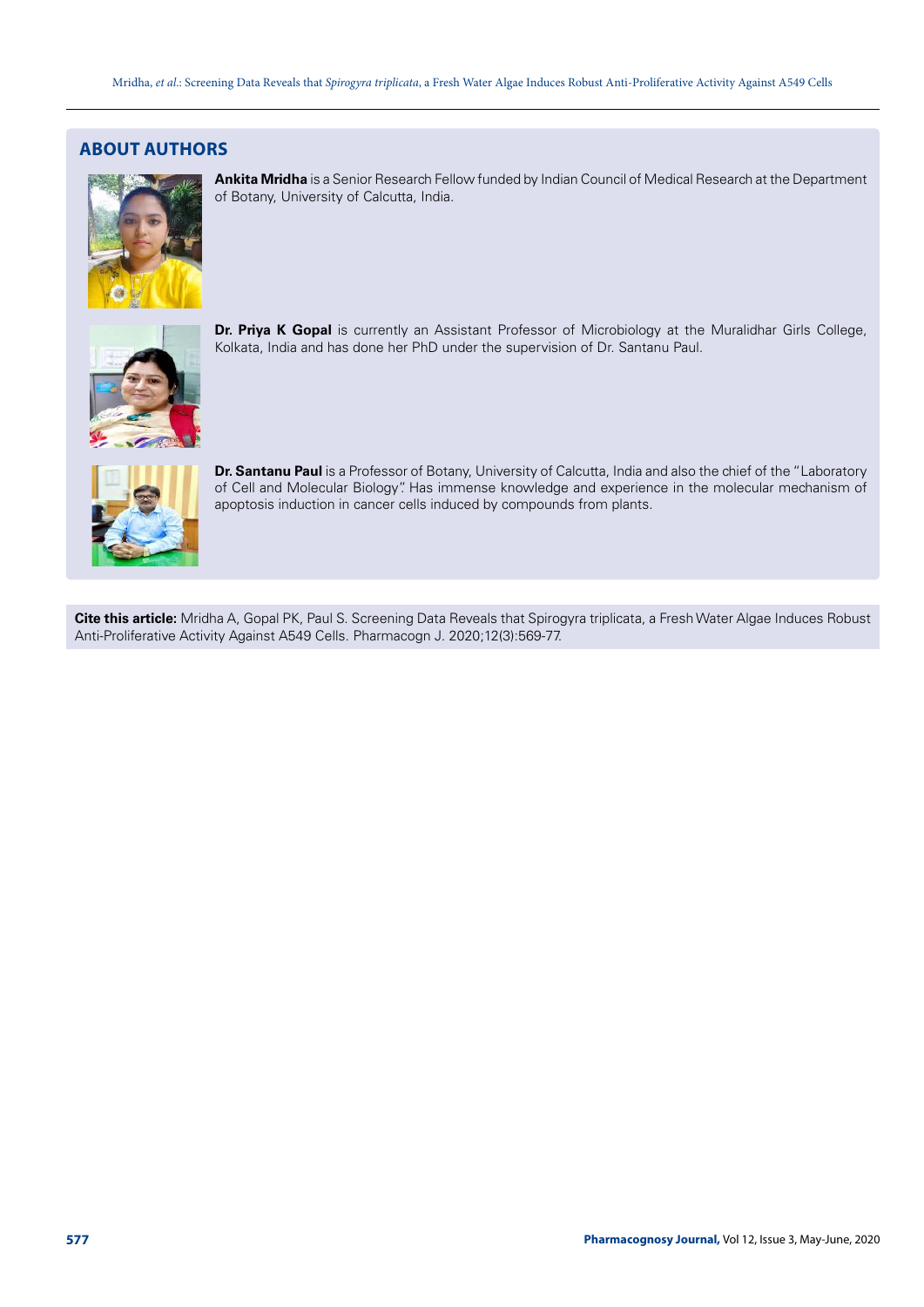## ABOUT AUTHORS

**Ankita Mridha** is a Senior Research Fellow funded by Indian Council of Medical Research at the Department of Botany, University of Calcutta, India.

**Dr. Priya K Gopal** is currently an Assistant Professor of Microbiology at the Muralidhar Girls College, Kolkata, India and has done her PhD under the supervision of Dr. Santanu Paul.

**Dr. Santanu Paul** is a Professor of Botany, University of Calcutta, India and also the chief of the "Laboratory of Cell and Molecular Biology". Has immense knowledge and experience in the molecular mechanism of apoptosis induction in cancer cells induced by compounds from plants.

**Cite this article:** Mridha A, Gopal PK, Paul S. Screening Data Reveals that Spirogyra triplicata, a Fresh Water Algae Induces Robust Anti-Proliferative Activity Against A549 Cells. Pharmacogn J. 2020;12(3):569-77.